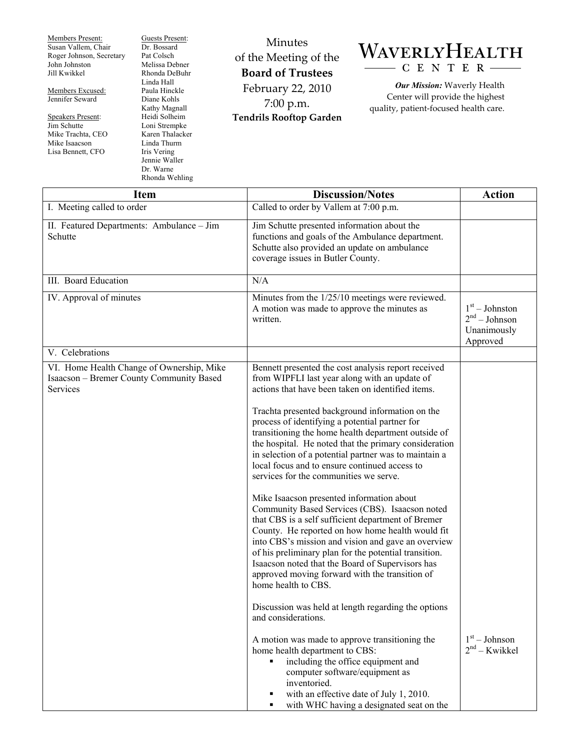Members Present:
Susan Vallem, Chair
Roger Johnson, Secretary
John Johnston
Jill Kwikkel

Members Excused:
Jennifer Seward

Speakers Present:
Jim Schutte
Mike Trachta, CEO
Mike Isaacson
Lisa Bennett, CFO

Guests Present:
Dr. Bossard
Pat Colsch
Melissa Debner
Rhonda DeBuhr
Linda Hall
Paula Hinckle
Diane Kohls
Kathy Magnall
Heidi Solheim
Loni Strempke
Karen Thalacker
Linda Thurm
Iris Vering
Jennie Waller
Dr. Warne
Rhonda Wehling

# Minutes of the Meeting of the Board of Trustees

February 22, 2010
7:00 p.m.
**Tendrils Rooftop Garden**

**WAVERLY HEALTH CENTER**

***Our Mission:*** Waverly Health Center will provide the highest quality, patient-focused health care.

| Item | Discussion/Notes | Action |
|---|---|---|
| I. Meeting called to order | Called to order by Vallem at 7:00 p.m. | |
| II. Featured Departments: Ambulance – Jim Schutte | Jim Schutte presented information about the functions and goals of the Ambulance department. Schutte also provided an update on ambulance coverage issues in Butler County. | |
| III. Board Education | N/A | |
| IV. Approval of minutes | Minutes from the 1/25/10 meetings were reviewed. A motion was made to approve the minutes as written. | 1st – Johnston<br>2nd – Johnson<br>Unanimously Approved |
| V. Celebrations | | |
| VI. Home Health Change of Ownership, Mike Isaacson – Bremer County Community Based Services | Bennett presented the cost analysis report received from WIPFLI last year along with an update of actions that have been taken on identified items.<br><br>Trachta presented background information on the process of identifying a potential partner for transitioning the home health department outside of the hospital. He noted that the primary consideration in selection of a potential partner was to maintain a local focus and to ensure continued access to services for the communities we serve.<br><br>Mike Isaacson presented information about Community Based Services (CBS). Isaacson noted that CBS is a self sufficient department of Bremer County. He reported on how home health would fit into CBS's mission and vision and gave an overview of his preliminary plan for the potential transition. Isaacson noted that the Board of Supervisors has approved moving forward with the transition of home health to CBS.<br><br>Discussion was held at length regarding the options and considerations.<br><br>A motion was made to approve transitioning the home health department to CBS:<br>▪ including the office equipment and computer software/equipment as inventoried.<br>▪ with an effective date of July 1, 2010.<br>▪ with WHC having a designated seat on the | 1st – Johnson<br>2nd – Kwikkel |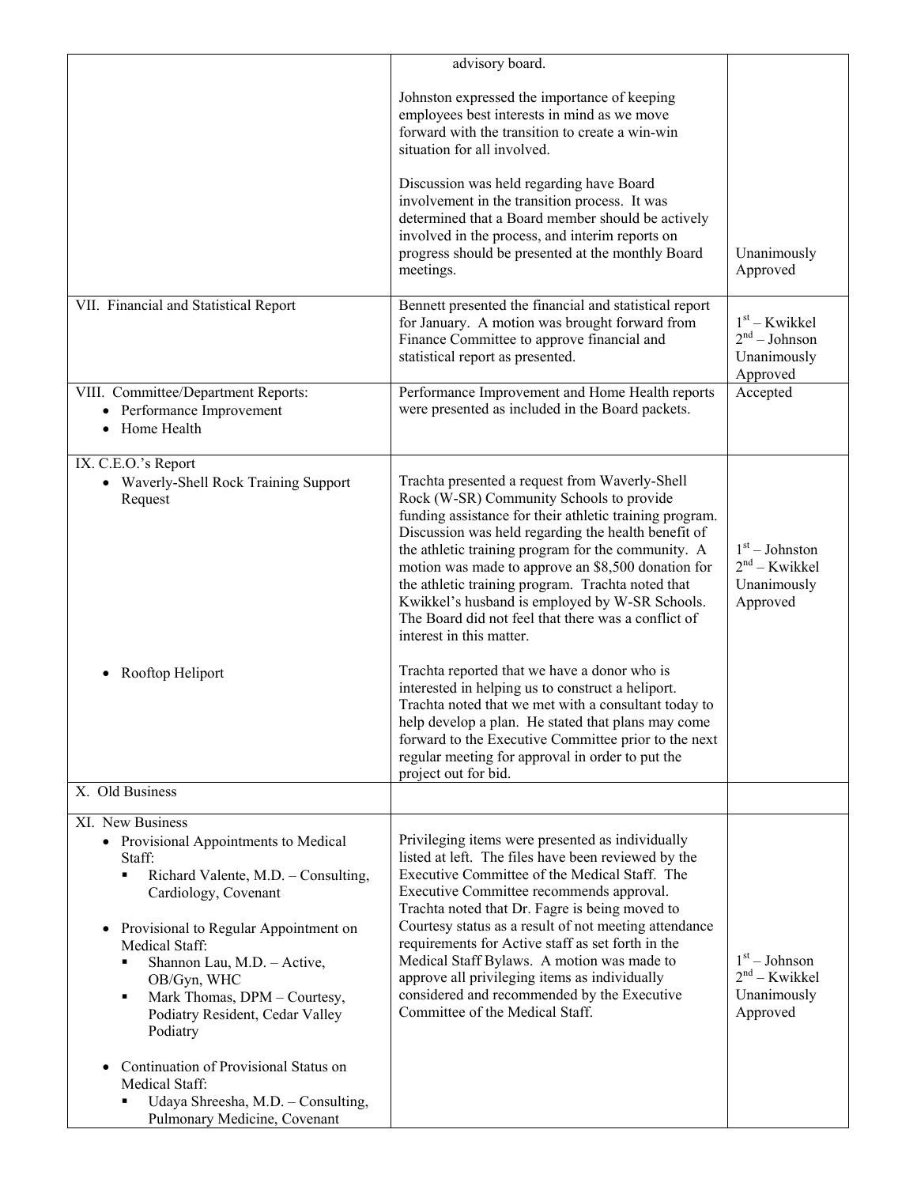| | | |
|---|---|---|
| | advisory board.<br><br>Johnston expressed the importance of keeping employees best interests in mind as we move forward with the transition to create a win-win situation for all involved.<br><br>Discussion was held regarding have Board involvement in the transition process. It was determined that a Board member should be actively involved in the process, and interim reports on progress should be presented at the monthly Board meetings. | Unanimously Approved |
| VII. Financial and Statistical Report | Bennett presented the financial and statistical report for January. A motion was brought forward from Finance Committee to approve financial and statistical report as presented. | 1st – Kwikkel<br>2nd – Johnson<br>Unanimously Approved |
| VIII. Committee/Department Reports:<br>• Performance Improvement<br>• Home Health | Performance Improvement and Home Health reports were presented as included in the Board packets. | Accepted |
| IX. C.E.O.'s Report<br>• Waverly-Shell Rock Training Support Request<br><br>• Rooftop Heliport | Trachta presented a request from Waverly-Shell Rock (W-SR) Community Schools to provide funding assistance for their athletic training program. Discussion was held regarding the health benefit of the athletic training program for the community. A motion was made to approve an $8,500 donation for the athletic training program. Trachta noted that Kwikkel's husband is employed by W-SR Schools. The Board did not feel that there was a conflict of interest in this matter.<br><br>Trachta reported that we have a donor who is interested in helping us to construct a heliport. Trachta noted that we met with a consultant today to help develop a plan. He stated that plans may come forward to the Executive Committee prior to the next regular meeting for approval in order to put the project out for bid. | 1st – Johnston<br>2nd – Kwikkel<br>Unanimously Approved |
| X. Old Business | | |
| XI. New Business<br>• Provisional Appointments to Medical Staff:<br>▪ Richard Valente, M.D. – Consulting, Cardiology, Covenant<br><br>• Provisional to Regular Appointment on Medical Staff:<br>▪ Shannon Lau, M.D. – Active, OB/Gyn, WHC<br>▪ Mark Thomas, DPM – Courtesy, Podiatry Resident, Cedar Valley Podiatry<br><br>• Continuation of Provisional Status on Medical Staff:<br>▪ Udaya Shreesha, M.D. – Consulting, Pulmonary Medicine, Covenant | Privileging items were presented as individually listed at left. The files have been reviewed by the Executive Committee of the Medical Staff. The Executive Committee recommends approval. Trachta noted that Dr. Fagre is being moved to Courtesy status as a result of not meeting attendance requirements for Active staff as set forth in the Medical Staff Bylaws. A motion was made to approve all privileging items as individually considered and recommended by the Executive Committee of the Medical Staff. | 1st – Johnson<br>2nd – Kwikkel<br>Unanimously Approved |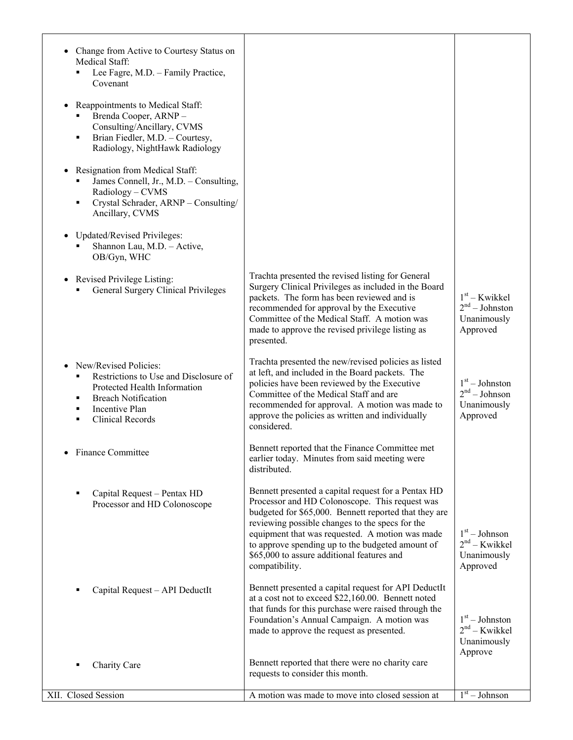| | | |
|---|---|---|
| • Change from Active to Courtesy Status on Medical Staff:<br>▪ Lee Fagre, M.D. – Family Practice, Covenant<br><br>• Reappointments to Medical Staff:<br>▪ Brenda Cooper, ARNP – Consulting/Ancillary, CVMS<br>▪ Brian Fiedler, M.D. – Courtesy, Radiology, NightHawk Radiology<br><br>• Resignation from Medical Staff:<br>▪ James Connell, Jr., M.D. – Consulting, Radiology – CVMS<br>▪ Crystal Schrader, ARNP – Consulting/ Ancillary, CVMS<br><br>• Updated/Revised Privileges:<br>▪ Shannon Lau, M.D. – Active, OB/Gyn, WHC | | |
| • Revised Privilege Listing:<br>▪ General Surgery Clinical Privileges | Trachta presented the revised listing for General Surgery Clinical Privileges as included in the Board packets. The form has been reviewed and is recommended for approval by the Executive Committee of the Medical Staff. A motion was made to approve the revised privilege listing as presented. | 1st – Kwikkel<br>2nd – Johnston<br>Unanimously Approved |
| • New/Revised Policies:<br>▪ Restrictions to Use and Disclosure of Protected Health Information<br>▪ Breach Notification<br>▪ Incentive Plan<br>▪ Clinical Records | Trachta presented the new/revised policies as listed at left, and included in the Board packets. The policies have been reviewed by the Executive Committee of the Medical Staff and are recommended for approval. A motion was made to approve the policies as written and individually considered. | 1st – Johnston<br>2nd – Johnson<br>Unanimously Approved |
| • Finance Committee | Bennett reported that the Finance Committee met earlier today. Minutes from said meeting were distributed. | |
| ▪ Capital Request – Pentax HD Processor and HD Colonoscope | Bennett presented a capital request for a Pentax HD Processor and HD Colonoscope. This request was budgeted for $65,000. Bennett reported that they are reviewing possible changes to the specs for the equipment that was requested. A motion was made to approve spending up to the budgeted amount of $65,000 to assure additional features and compatibility. | 1st – Johnson<br>2nd – Kwikkel<br>Unanimously Approved |
| ▪ Capital Request – API DeductIt | Bennett presented a capital request for API DeductIt at a cost not to exceed $22,160.00. Bennett noted that funds for this purchase were raised through the Foundation's Annual Campaign. A motion was made to approve the request as presented. | 1st – Johnston<br>2nd – Kwikkel<br>Unanimously Approve |
| ▪ Charity Care | Bennett reported that there were no charity care requests to consider this month. | |
| XII. Closed Session | A motion was made to move into closed session at | 1st – Johnson |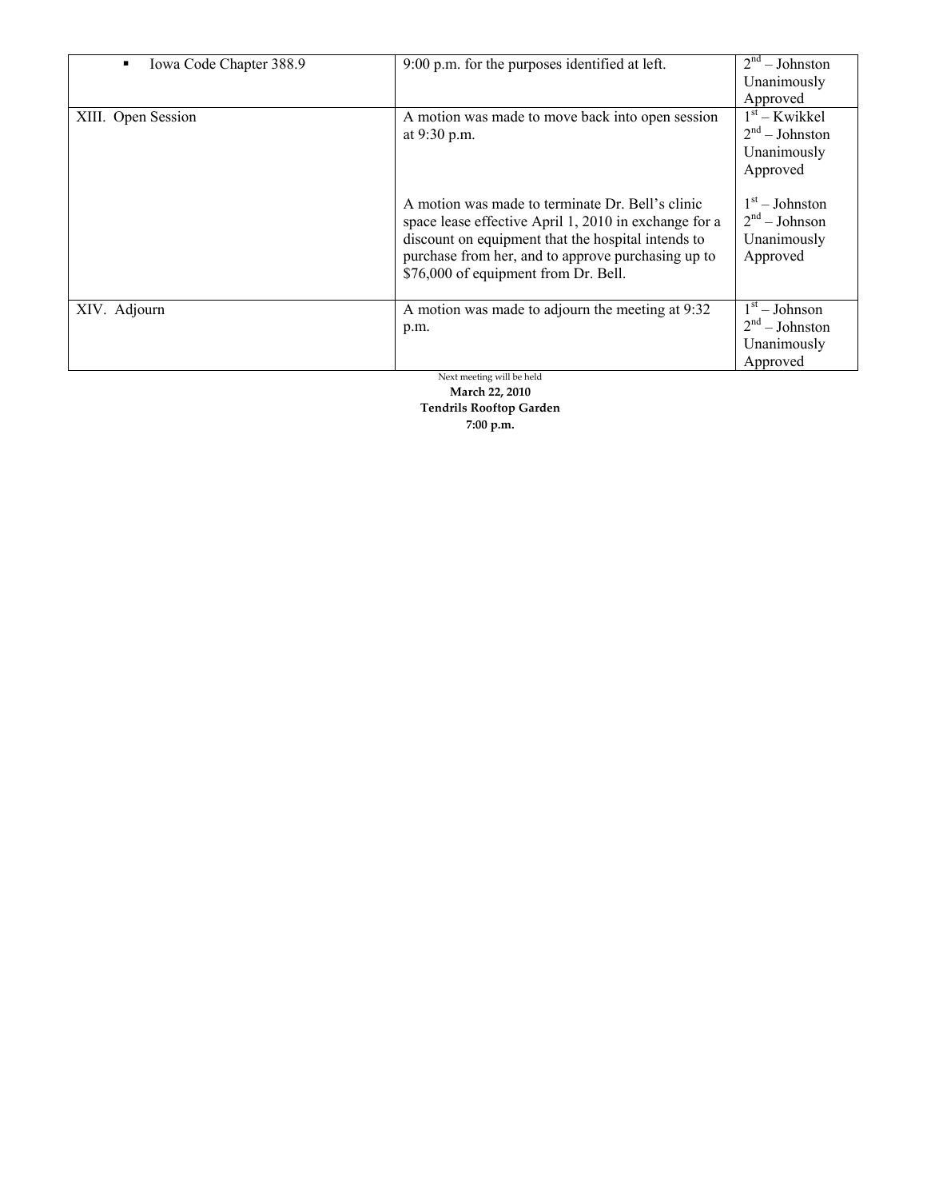| | | |
|---|---|---|
| ▪ Iowa Code Chapter 388.9 | 9:00 p.m. for the purposes identified at left. | 2nd – Johnston<br>Unanimously Approved |
| XIII. Open Session | A motion was made to move back into open session at 9:30 p.m. | 1st – Kwikkel<br>2nd – Johnston<br>Unanimously Approved |
| | A motion was made to terminate Dr. Bell's clinic space lease effective April 1, 2010 in exchange for a discount on equipment that the hospital intends to purchase from her, and to approve purchasing up to $76,000 of equipment from Dr. Bell. | 1st – Johnston<br>2nd – Johnson<br>Unanimously Approved |
| XIV. Adjourn | A motion was made to adjourn the meeting at 9:32 p.m. | 1st – Johnson<br>2nd – Johnston<br>Unanimously Approved |

Next meeting will be held
**March 22, 2010**
**Tendrils Rooftop Garden**
**7:00 p.m.**